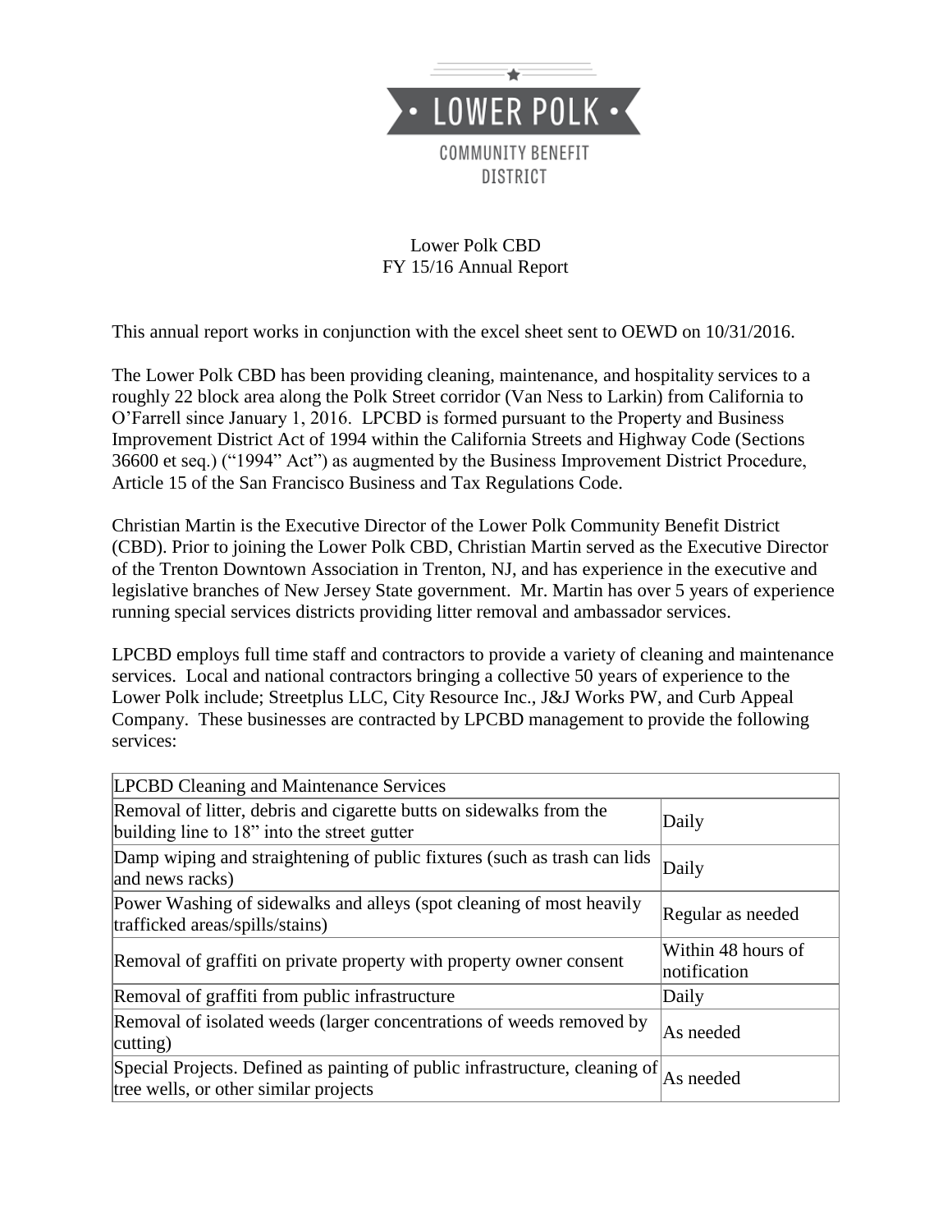LOWER POLK

COMMUNITY BENEFIT DISTRICT

# Lower Polk CBD
## FY 15/16 Annual Report

This annual report works in conjunction with the excel sheet sent to OEWD on 10/31/2016.

The Lower Polk CBD has been providing cleaning, maintenance, and hospitality services to a roughly 22 block area along the Polk Street corridor (Van Ness to Larkin) from California to O'Farrell since January 1, 2016. LPCBD is formed pursuant to the Property and Business Improvement District Act of 1994 within the California Streets and Highway Code (Sections 36600 et seq.) ("1994" Act") as augmented by the Business Improvement District Procedure, Article 15 of the San Francisco Business and Tax Regulations Code.

Christian Martin is the Executive Director of the Lower Polk Community Benefit District (CBD). Prior to joining the Lower Polk CBD, Christian Martin served as the Executive Director of the Trenton Downtown Association in Trenton, NJ, and has experience in the executive and legislative branches of New Jersey State government. Mr. Martin has over 5 years of experience running special services districts providing litter removal and ambassador services.

LPCBD employs full time staff and contractors to provide a variety of cleaning and maintenance services. Local and national contractors bringing a collective 50 years of experience to the Lower Polk include; Streetplus LLC, City Resource Inc., J&J Works PW, and Curb Appeal Company. These businesses are contracted by LPCBD management to provide the following services:

| LPCBD Cleaning and Maintenance Services | |
|---|---|
| Removal of litter, debris and cigarette butts on sidewalks from the building line to 18" into the street gutter | Daily |
| Damp wiping and straightening of public fixtures (such as trash can lids and news racks) | Daily |
| Power Washing of sidewalks and alleys (spot cleaning of most heavily trafficked areas/spills/stains) | Regular as needed |
| Removal of graffiti on private property with property owner consent | Within 48 hours of notification |
| Removal of graffiti from public infrastructure | Daily |
| Removal of isolated weeds (larger concentrations of weeds removed by cutting) | As needed |
| Special Projects. Defined as painting of public infrastructure, cleaning of tree wells, or other similar projects | As needed |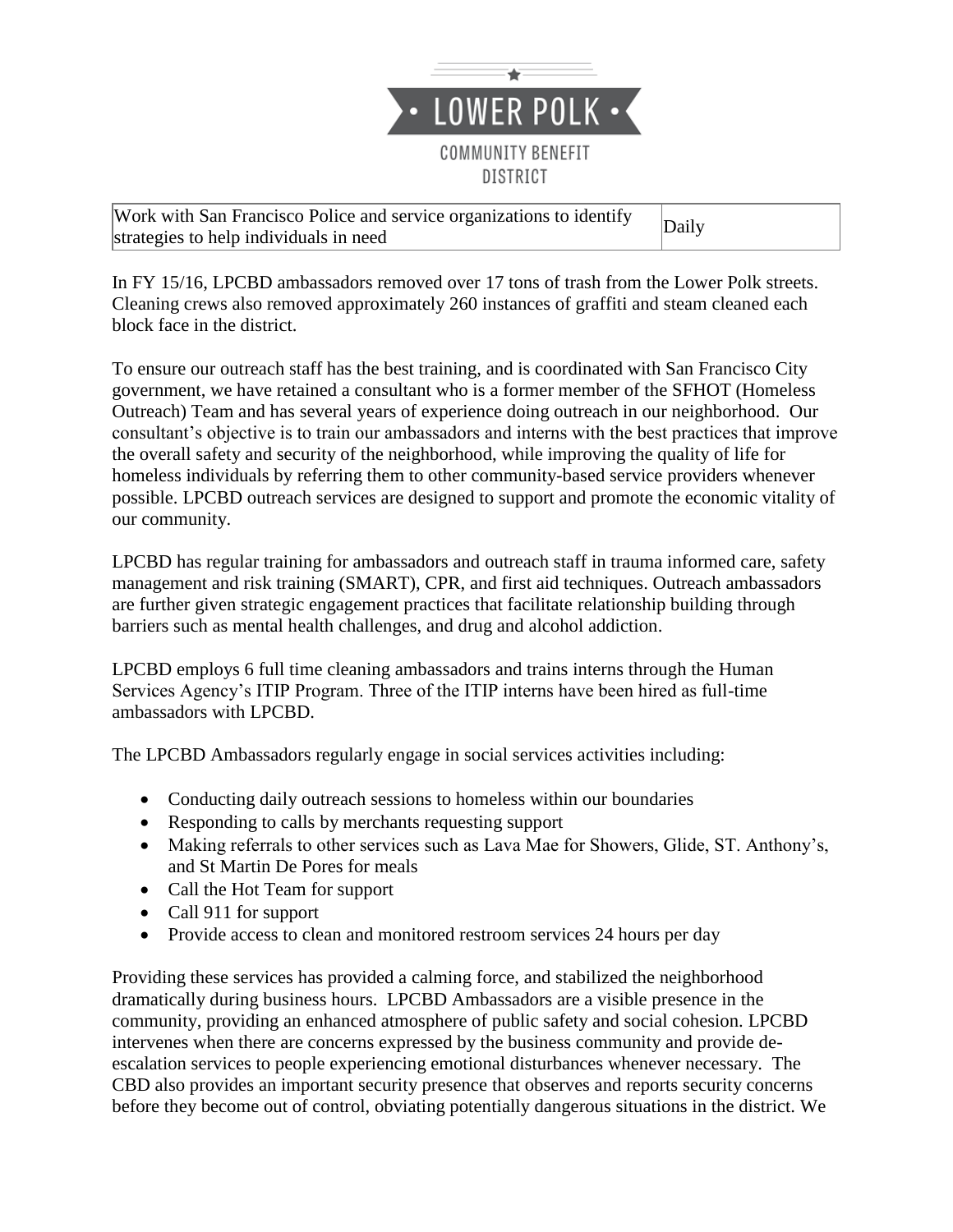| Work with San Francisco Police and service organizations to identify strategies to help individuals in need | Daily |
|---|---|

In FY 15/16, LPCBD ambassadors removed over 17 tons of trash from the Lower Polk streets. Cleaning crews also removed approximately 260 instances of graffiti and steam cleaned each block face in the district.

To ensure our outreach staff has the best training, and is coordinated with San Francisco City government, we have retained a consultant who is a former member of the SFHOT (Homeless Outreach) Team and has several years of experience doing outreach in our neighborhood. Our consultant's objective is to train our ambassadors and interns with the best practices that improve the overall safety and security of the neighborhood, while improving the quality of life for homeless individuals by referring them to other community-based service providers whenever possible. LPCBD outreach services are designed to support and promote the economic vitality of our community.

LPCBD has regular training for ambassadors and outreach staff in trauma informed care, safety management and risk training (SMART), CPR, and first aid techniques. Outreach ambassadors are further given strategic engagement practices that facilitate relationship building through barriers such as mental health challenges, and drug and alcohol addiction.

LPCBD employs 6 full time cleaning ambassadors and trains interns through the Human Services Agency's ITIP Program. Three of the ITIP interns have been hired as full-time ambassadors with LPCBD.

The LPCBD Ambassadors regularly engage in social services activities including:

- Conducting daily outreach sessions to homeless within our boundaries
- Responding to calls by merchants requesting support
- Making referrals to other services such as Lava Mae for Showers, Glide, ST. Anthony's, and St Martin De Pores for meals
- Call the Hot Team for support
- Call 911 for support
- Provide access to clean and monitored restroom services 24 hours per day

Providing these services has provided a calming force, and stabilized the neighborhood dramatically during business hours. LPCBD Ambassadors are a visible presence in the community, providing an enhanced atmosphere of public safety and social cohesion. LPCBD intervenes when there are concerns expressed by the business community and provide de-escalation services to people experiencing emotional disturbances whenever necessary. The CBD also provides an important security presence that observes and reports security concerns before they become out of control, obviating potentially dangerous situations in the district. We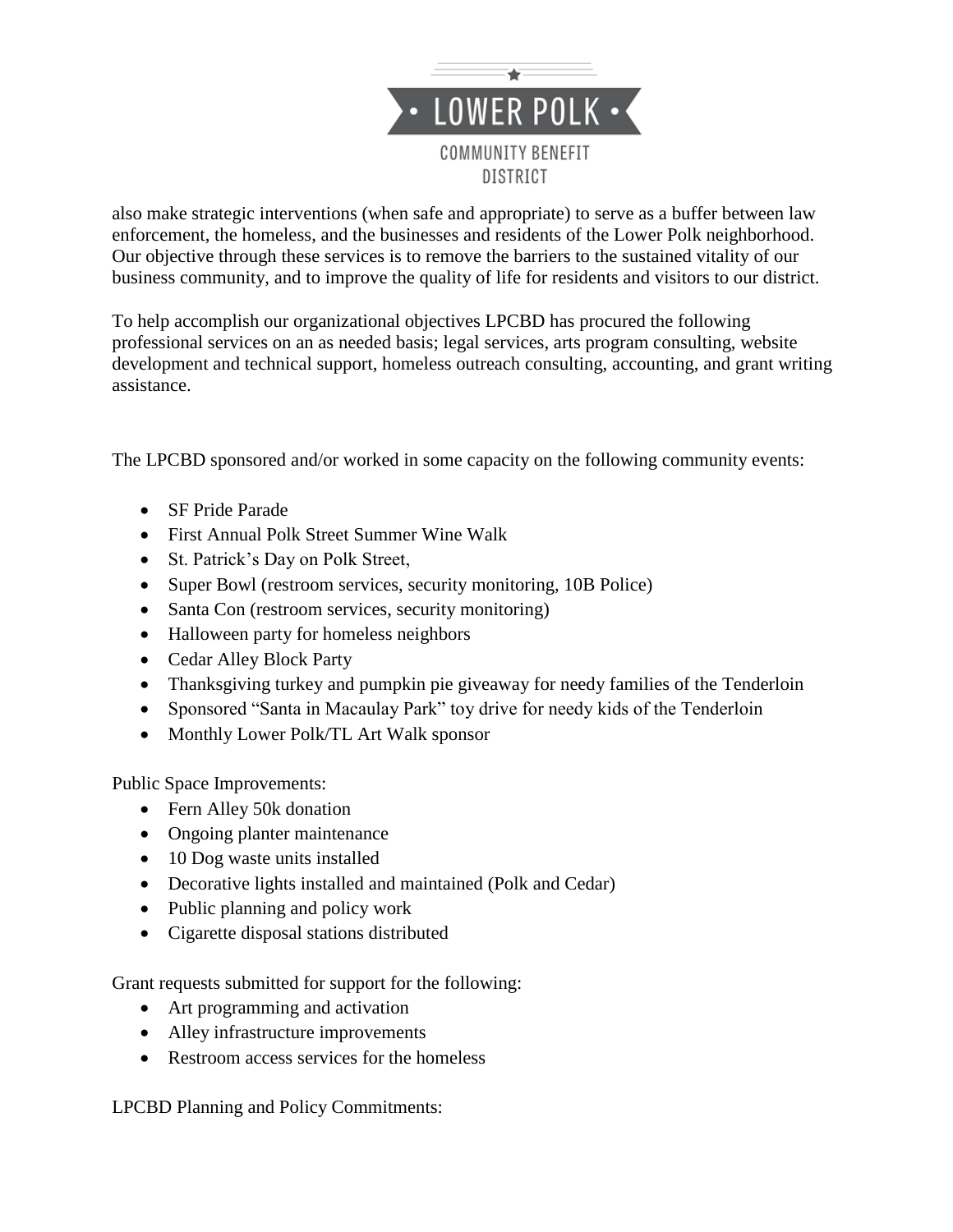also make strategic interventions (when safe and appropriate) to serve as a buffer between law enforcement, the homeless, and the businesses and residents of the Lower Polk neighborhood. Our objective through these services is to remove the barriers to the sustained vitality of our business community, and to improve the quality of life for residents and visitors to our district.

To help accomplish our organizational objectives LPCBD has procured the following professional services on an as needed basis; legal services, arts program consulting, website development and technical support, homeless outreach consulting, accounting, and grant writing assistance.

The LPCBD sponsored and/or worked in some capacity on the following community events:

- SF Pride Parade
- First Annual Polk Street Summer Wine Walk
- St. Patrick's Day on Polk Street,
- Super Bowl (restroom services, security monitoring, 10B Police)
- Santa Con (restroom services, security monitoring)
- Halloween party for homeless neighbors
- Cedar Alley Block Party
- Thanksgiving turkey and pumpkin pie giveaway for needy families of the Tenderloin
- Sponsored "Santa in Macaulay Park" toy drive for needy kids of the Tenderloin
- Monthly Lower Polk/TL Art Walk sponsor

Public Space Improvements:

- Fern Alley 50k donation
- Ongoing planter maintenance
- 10 Dog waste units installed
- Decorative lights installed and maintained (Polk and Cedar)
- Public planning and policy work
- Cigarette disposal stations distributed

Grant requests submitted for support for the following:

- Art programming and activation
- Alley infrastructure improvements
- Restroom access services for the homeless

LPCBD Planning and Policy Commitments: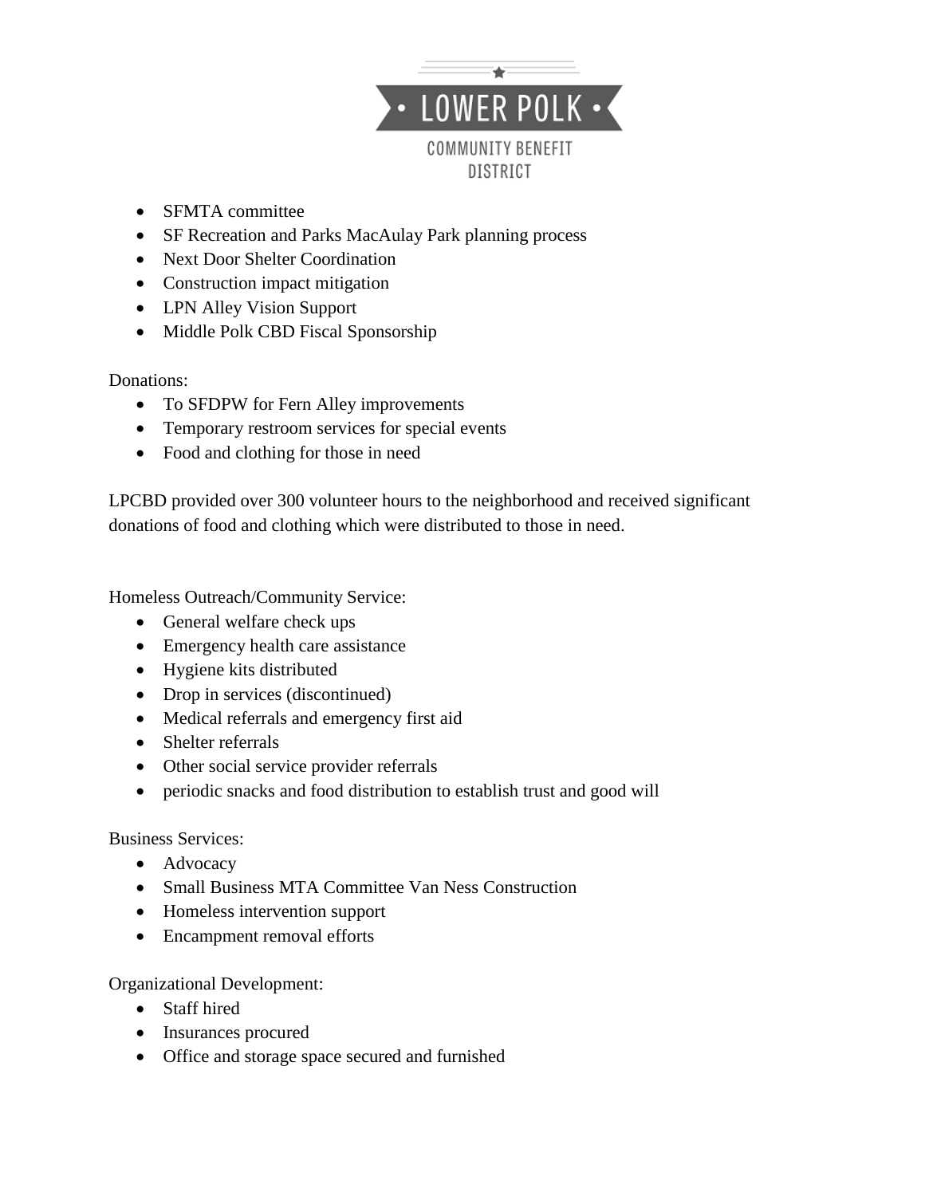- SFMTA committee
- SF Recreation and Parks MacAulay Park planning process
- Next Door Shelter Coordination
- Construction impact mitigation
- LPN Alley Vision Support
- Middle Polk CBD Fiscal Sponsorship

Donations:

- To SFDPW for Fern Alley improvements
- Temporary restroom services for special events
- Food and clothing for those in need

LPCBD provided over 300 volunteer hours to the neighborhood and received significant donations of food and clothing which were distributed to those in need.

Homeless Outreach/Community Service:

- General welfare check ups
- Emergency health care assistance
- Hygiene kits distributed
- Drop in services (discontinued)
- Medical referrals and emergency first aid
- Shelter referrals
- Other social service provider referrals
- periodic snacks and food distribution to establish trust and good will

Business Services:

- Advocacy
- Small Business MTA Committee Van Ness Construction
- Homeless intervention support
- Encampment removal efforts

Organizational Development:

- Staff hired
- Insurances procured
- Office and storage space secured and furnished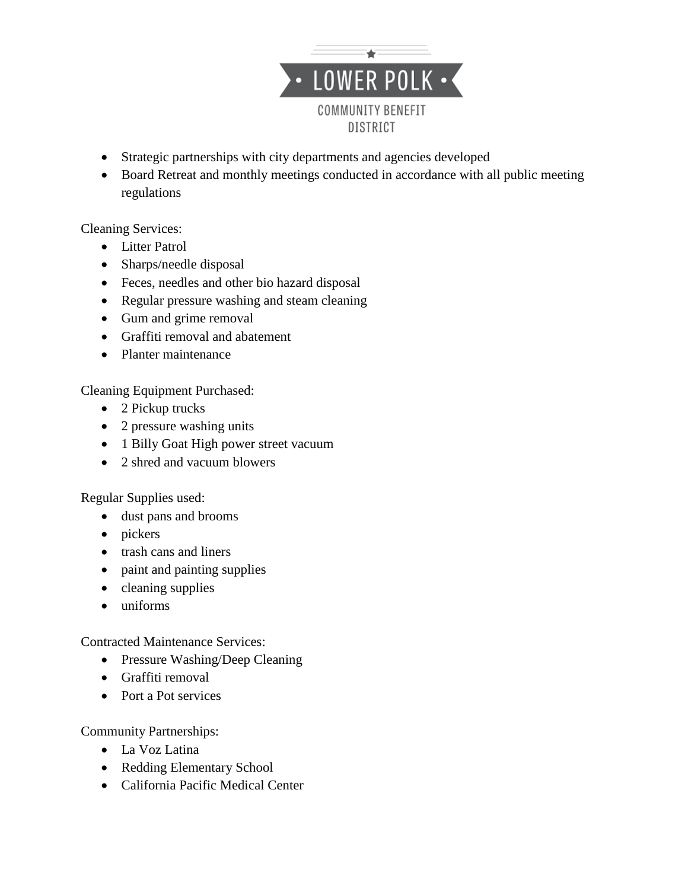- Strategic partnerships with city departments and agencies developed
- Board Retreat and monthly meetings conducted in accordance with all public meeting regulations

Cleaning Services:

- Litter Patrol
- Sharps/needle disposal
- Feces, needles and other bio hazard disposal
- Regular pressure washing and steam cleaning
- Gum and grime removal
- Graffiti removal and abatement
- Planter maintenance

Cleaning Equipment Purchased:

- 2 Pickup trucks
- 2 pressure washing units
- 1 Billy Goat High power street vacuum
- 2 shred and vacuum blowers

Regular Supplies used:

- dust pans and brooms
- pickers
- trash cans and liners
- paint and painting supplies
- cleaning supplies
- uniforms

Contracted Maintenance Services:

- Pressure Washing/Deep Cleaning
- Graffiti removal
- Port a Pot services

Community Partnerships:

- La Voz Latina
- Redding Elementary School
- California Pacific Medical Center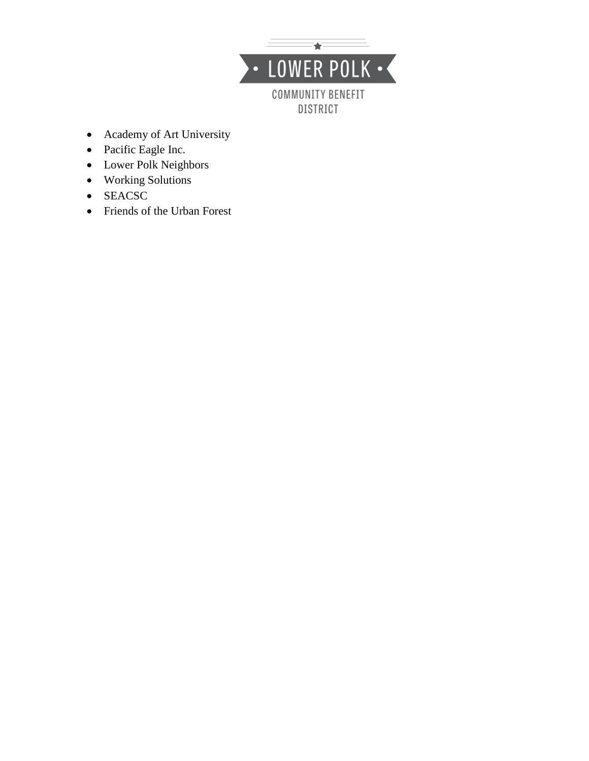- Academy of Art University
- Pacific Eagle Inc.
- Lower Polk Neighbors
- Working Solutions
- SEACSC
- Friends of the Urban Forest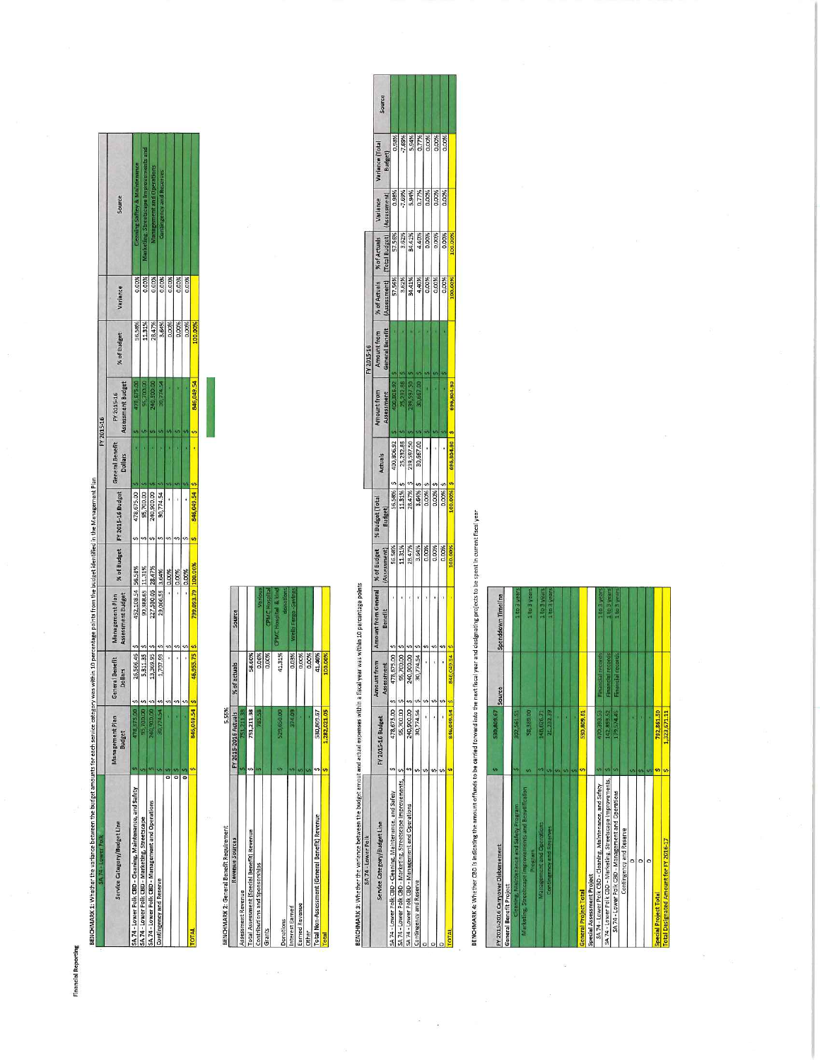Financial Reporting

BENCHMARK 1: Whether the variance between the budget amounts for each service category was within 10 percentage points from the budget identified in the Management Plan

| SA 74 - Lower Polk | | | | | | FY 2015-16 | | | | |
|---|---|---|---|---|---|---|---|---|---|---|
| Service Category/Budget Line | Management Plan Budget | General Benefit Dollars | Management Plan Assessment Budget | % of Budget | FY 2015-16 Budget | General Benefit Dollars | FY 2015-16 Assessment Budget | % of Budget | Variance | Source |
| SA 74 - Lower Polk CBD - Cleaning, Maintenance, and Safety | $ 478,675.00 | $ 26,566.45 | $ 452,108.54 | 56.58% | $ 478,675.00 | $ - | $ 478,675.00 | 56.58% | 0.00% | Cleaning Safety & Maintenance |
| SA 74 - Lower Polk CBD - Marketing, Streetscape | $ 95,700.00 | $ 5,311.35 | $ 90,388.65 | 11.31% | $ 95,700.00 | $ - | $ 95,700.00 | 11.31% | 0.00% | Marketing, Streetscape Improvements and |
| SA 74 - Lower Polk CBD - Management and Operations | $ 240,900.00 | $ 13,369.95 | $ 227,530.05 | 28.47% | $ 240,900.00 | $ - | $ 240,900.00 | 28.47% | 0.00% | Management and Operations |
| Contingency and Reserve | $ 30,774.54 | $ 1,707.99 | $ 29,066.55 | 3.64% | $ 30,774.54 | $ - | $ 30,774.54 | 3.64% | 0.00% | Contingency and Reserves |
| 0 | $ - | $ - | $ - | 0.00% | $ - | $ - | $ - | 0.00% | 0.00% | |
| 0 | $ - | $ - | $ - | 0.00% | $ - | $ - | $ - | 0.00% | 0.00% | |
| 0 | $ - | $ - | $ - | 0.00% | $ - | $ - | $ - | 0.00% | 0.00% | |
| TOTAL | $ 846,049.54 | $ 46,955.75 | $ 799,093.79 | 100.00% | $ 846,049.54 | $ - | $ 846,049.54 | 100.00% | | |

BENCHMARK 2: General Benefit Requirement

5.55%

| Revenue Sources | FY 2015-2016 Actuals | % of actuals | Source |
|---|---|---|---|
| Assessment Revenue | $ 751,211.38 | | |
| Total Assessment (Special Benefit) Revenue | $ 751,211.38 | 58.60% | |
| Contributions and Sponsorships | $ 785.58 | 0.06% | Various |
| Grants | | 0.00% | CPMC Hospital |
| Donations | $ 529,650.00 | 41.31% | CPMC Hospital & Thief donations |
| Interest Earned | $ 374.09 | 0.03% | Wells Fargo - Savings |
| Earned Revenue | $ - | 0.00% | |
| Other | $ - | 0.00% | |
| Total Non-Assessment (General Benefit) Revenue | $ 530,809.67 | 41.40% | |
| Total | $ 1,282,021.05 | 100.00% | |

BENCHMARK 3: Whether the variance between the budget amout and actual expenses within a fiscal year was within 10 percentage points

| SA 74 - Lower Polk | | | | | | | FY 2015-16 | | | | | |
|---|---|---|---|---|---|---|---|---|---|---|---|---|
| Service Category/Budget Line | FY 2015-16 Budget | Amount from Assessment | Amount from General Benefit | % of Budget (Assessment) | % Budget (Total Budget) | Actuals | Amount from Assessment | Amount from General Benefit | % of Actuals (Assessment) | % of Actuals (Total Budget) | Variance (Assessment) | Variance (Total Budget) | Source |
| SA 74 - Lower Polk CBD - Cleaning, Maintenance, and Safety | $ 478,675.00 | $ 478,675.00 | $ - | 56.58% | 56.58% | $ 400,806.92 | $ 400,806.92 | $ - | 57.56% | 57.56% | 0.98% | 0.98% | |
| SA 74 - Lower Polk CBD - Marketing, Streetscape Improvements, | $ 95,700.00 | $ 95,700.00 | $ - | 11.31% | 11.31% | $ 25,232.88 | $ 25,232.88 | $ - | 3.62% | 3.62% | -7.69% | -7.69% | |
| SA 74 - Lower Polk CBD - Management and Operations | $ 240,900.00 | $ 240,900.00 | $ - | 28.47% | 28.47% | $ 239,597.50 | $ 239,597.50 | $ - | 34.41% | 34.41% | 5.94% | 5.94% | |
| Contingency and Reserve | $ 30,774.54 | $ 30,774.54 | $ - | 3.64% | 3.64% | $ 30,667.00 | $ 30,667.00 | $ - | 4.40% | 4.40% | 0.77% | 0.77% | |
| 0 | $ - | $ - | $ - | | 0.00% | $ - | $ - | $ - | 0.00% | 0.00% | 0.00% | 0.00% | |
| 0 | $ - | $ - | $ - | | 0.00% | $ - | $ - | $ - | 0.00% | 0.00% | 0.00% | 0.00% | |
| 0 | $ - | $ - | $ - | | 0.00% | $ - | $ - | $ - | 0.00% | 0.00% | 0.00% | 0.00% | |
| TOTAL | $ 846,049.54 | $ 846,049.54 | $ - | 100.00% | 100.00% | $ 696,304.30 | $ 696,304.30 | $ - | 100.00% | 100.00% | | | |

BENCHMARK 4: Whether CBD is indicating the amount of funds to be carried forward into the next fiscal year and designating projects to be spent in current fiscal year

| FY 2015-2016 Carryover Disbursement | $ 530,809.67 | Source | Spenddown Timeline |
|---|---|---|---|
| General Benefit Project | | | |
| Cleaning, Maintenance and Safety Program | $ 302,561.53 | | 1 to 3 years |
| Marketing, Streetscape Improvements and Beautification Program | $ 58,389.00 | | 1 to 3 years |
| Management and Operations | $ 148,626.71 | | 1 to 3 years |
| Contingency and Reserves | $ 21,232.39 | | 1 to 3 years |
| | $ - | | |
| | $ - | | |
| General Project Total | $ 530,809.61 | | |
| Special Assessment Project | | | |
| SA 74 - Lower Polk CBD - Cleaning, Maintenance, and Safety | $ 470,393.53 | Financial records | 1 to 3 years |
| SA 74 - Lower Polk CBD - Marketing, Streetscape Improvements, | $ 142,893.52 | Financial records | 1 to 3 years |
| SA 74 - Lower Polk CBD - Management and Operations | $ 179,574.45 | Financial records | 1 to 3 years |
| Contingency and Reserve | $ - | | |
| 0 | $ - | | |
| 0 | $ - | | |
| Special Project Total | $ 792,861.50 | | |
| Total Designated Amount for FY 2016-17 | $ 1,323,671.11 | | |